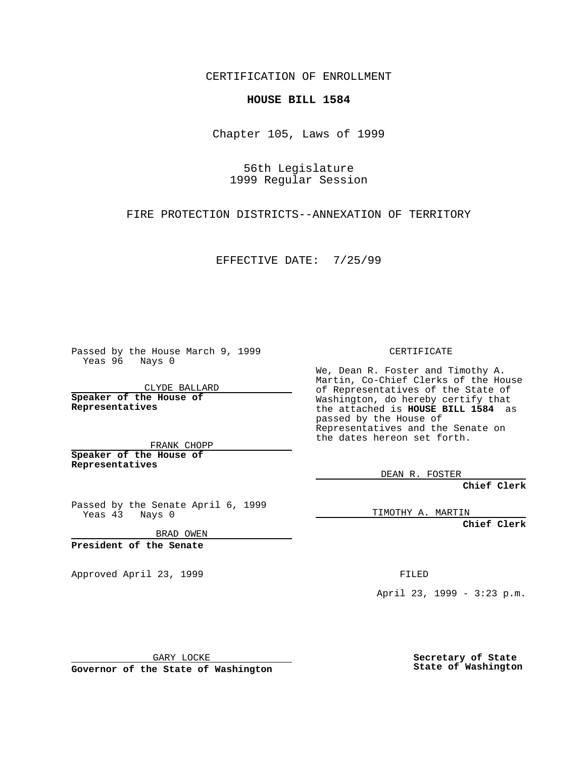CERTIFICATION OF ENROLLMENT

**HOUSE BILL 1584**

Chapter 105, Laws of 1999

56th Legislature
1999 Regular Session

FIRE PROTECTION DISTRICTS--ANNEXATION OF TERRITORY

EFFECTIVE DATE: 7/25/99

Passed by the House March 9, 1999
Yeas 96 Nays 0

CLYDE BALLARD
**Speaker of the House of Representatives**

FRANK CHOPP
**Speaker of the House of Representatives**

Passed by the Senate April 6, 1999
Yeas 43 Nays 0

BRAD OWEN
**President of the Senate**

Approved April 23, 1999

GARY LOCKE
**Governor of the State of Washington**

CERTIFICATE

We, Dean R. Foster and Timothy A. Martin, Co-Chief Clerks of the House of Representatives of the State of Washington, do hereby certify that the attached is **HOUSE BILL 1584** as passed by the House of Representatives and the Senate on the dates hereon set forth.

DEAN R. FOSTER
**Chief Clerk**

TIMOTHY A. MARTIN
**Chief Clerk**

FILED

April 23, 1999 - 3:23 p.m.

**Secretary of State**
**State of Washington**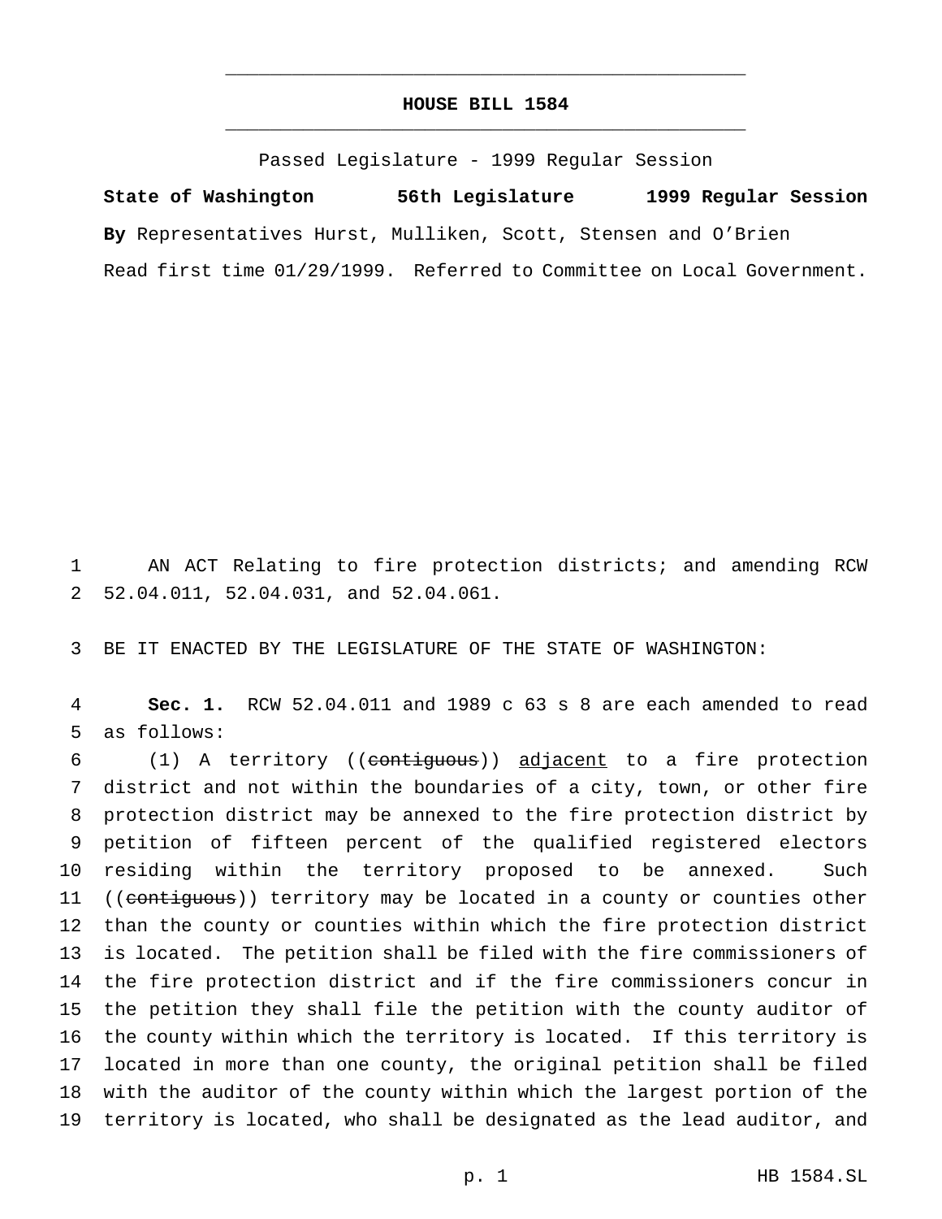# HOUSE BILL 1584

Passed Legislature - 1999 Regular Session

**State of Washington 56th Legislature 1999 Regular Session**

**By** Representatives Hurst, Mulliken, Scott, Stensen and O'Brien

Read first time 01/29/1999. Referred to Committee on Local Government.

AN ACT Relating to fire protection districts; and amending RCW 52.04.011, 52.04.031, and 52.04.061.

BE IT ENACTED BY THE LEGISLATURE OF THE STATE OF WASHINGTON:

**Sec. 1.** RCW 52.04.011 and 1989 c 63 s 8 are each amended to read as follows:

(1) A territory ((~~contiguous~~)) <u>adjacent</u> to a fire protection district and not within the boundaries of a city, town, or other fire protection district may be annexed to the fire protection district by petition of fifteen percent of the qualified registered electors residing within the territory proposed to be annexed. Such ((~~contiguous~~)) territory may be located in a county or counties other than the county or counties within which the fire protection district is located. The petition shall be filed with the fire commissioners of the fire protection district and if the fire commissioners concur in the petition they shall file the petition with the county auditor of the county within which the territory is located. If this territory is located in more than one county, the original petition shall be filed with the auditor of the county within which the largest portion of the territory is located, who shall be designated as the lead auditor, and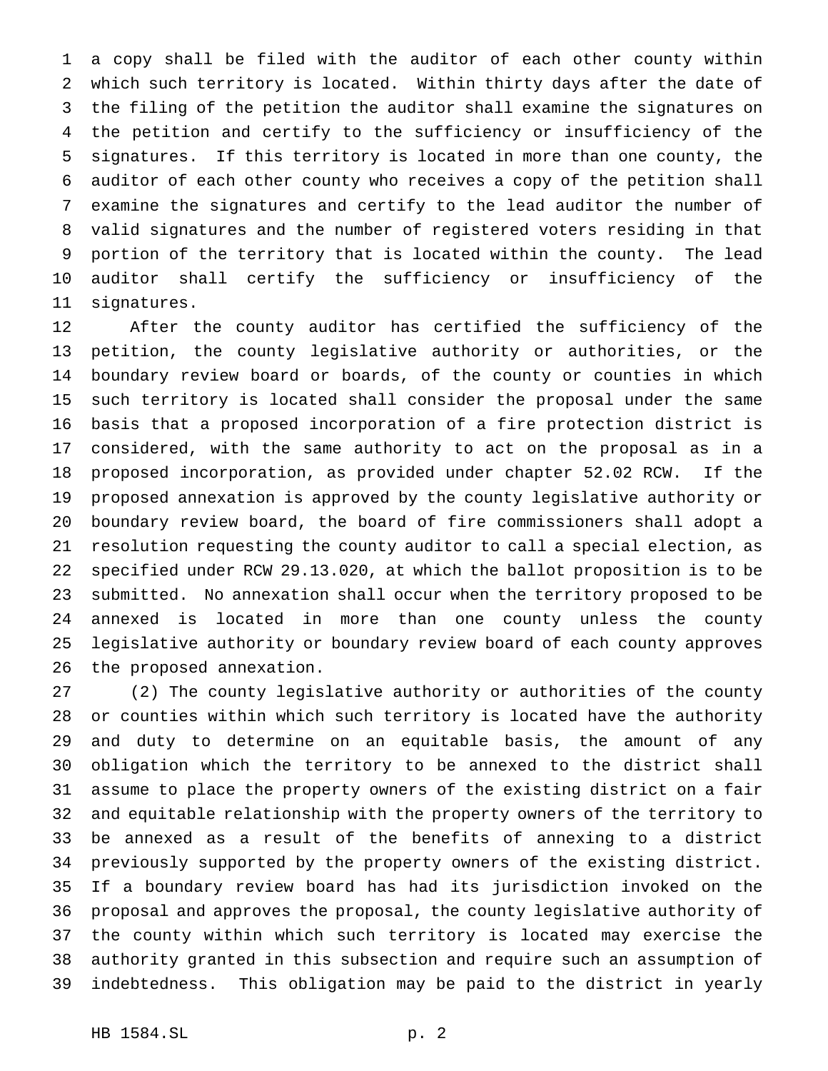a copy shall be filed with the auditor of each other county within which such territory is located. Within thirty days after the date of the filing of the petition the auditor shall examine the signatures on the petition and certify to the sufficiency or insufficiency of the signatures. If this territory is located in more than one county, the auditor of each other county who receives a copy of the petition shall examine the signatures and certify to the lead auditor the number of valid signatures and the number of registered voters residing in that portion of the territory that is located within the county. The lead auditor shall certify the sufficiency or insufficiency of the signatures.

After the county auditor has certified the sufficiency of the petition, the county legislative authority or authorities, or the boundary review board or boards, of the county or counties in which such territory is located shall consider the proposal under the same basis that a proposed incorporation of a fire protection district is considered, with the same authority to act on the proposal as in a proposed incorporation, as provided under chapter 52.02 RCW. If the proposed annexation is approved by the county legislative authority or boundary review board, the board of fire commissioners shall adopt a resolution requesting the county auditor to call a special election, as specified under RCW 29.13.020, at which the ballot proposition is to be submitted. No annexation shall occur when the territory proposed to be annexed is located in more than one county unless the county legislative authority or boundary review board of each county approves the proposed annexation.

(2) The county legislative authority or authorities of the county or counties within which such territory is located have the authority and duty to determine on an equitable basis, the amount of any obligation which the territory to be annexed to the district shall assume to place the property owners of the existing district on a fair and equitable relationship with the property owners of the territory to be annexed as a result of the benefits of annexing to a district previously supported by the property owners of the existing district. If a boundary review board has had its jurisdiction invoked on the proposal and approves the proposal, the county legislative authority of the county within which such territory is located may exercise the authority granted in this subsection and require such an assumption of indebtedness. This obligation may be paid to the district in yearly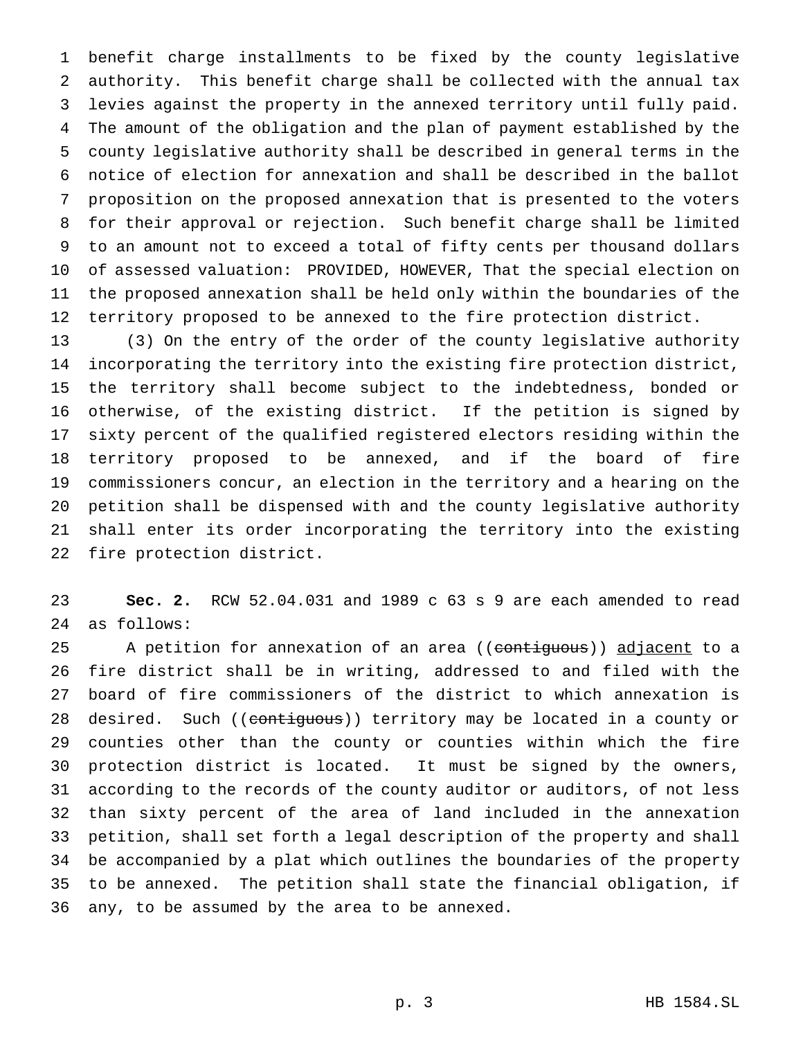benefit charge installments to be fixed by the county legislative authority. This benefit charge shall be collected with the annual tax levies against the property in the annexed territory until fully paid. The amount of the obligation and the plan of payment established by the county legislative authority shall be described in general terms in the notice of election for annexation and shall be described in the ballot proposition on the proposed annexation that is presented to the voters for their approval or rejection. Such benefit charge shall be limited to an amount not to exceed a total of fifty cents per thousand dollars of assessed valuation: PROVIDED, HOWEVER, That the special election on the proposed annexation shall be held only within the boundaries of the territory proposed to be annexed to the fire protection district.

(3) On the entry of the order of the county legislative authority incorporating the territory into the existing fire protection district, the territory shall become subject to the indebtedness, bonded or otherwise, of the existing district. If the petition is signed by sixty percent of the qualified registered electors residing within the territory proposed to be annexed, and if the board of fire commissioners concur, an election in the territory and a hearing on the petition shall be dispensed with and the county legislative authority shall enter its order incorporating the territory into the existing fire protection district.

**Sec. 2.** RCW 52.04.031 and 1989 c 63 s 9 are each amended to read as follows:

A petition for annexation of an area ((~~contiguous~~)) <u>adjacent</u> to a fire district shall be in writing, addressed to and filed with the board of fire commissioners of the district to which annexation is desired. Such ((~~contiguous~~)) territory may be located in a county or counties other than the county or counties within which the fire protection district is located. It must be signed by the owners, according to the records of the county auditor or auditors, of not less than sixty percent of the area of land included in the annexation petition, shall set forth a legal description of the property and shall be accompanied by a plat which outlines the boundaries of the property to be annexed. The petition shall state the financial obligation, if any, to be assumed by the area to be annexed.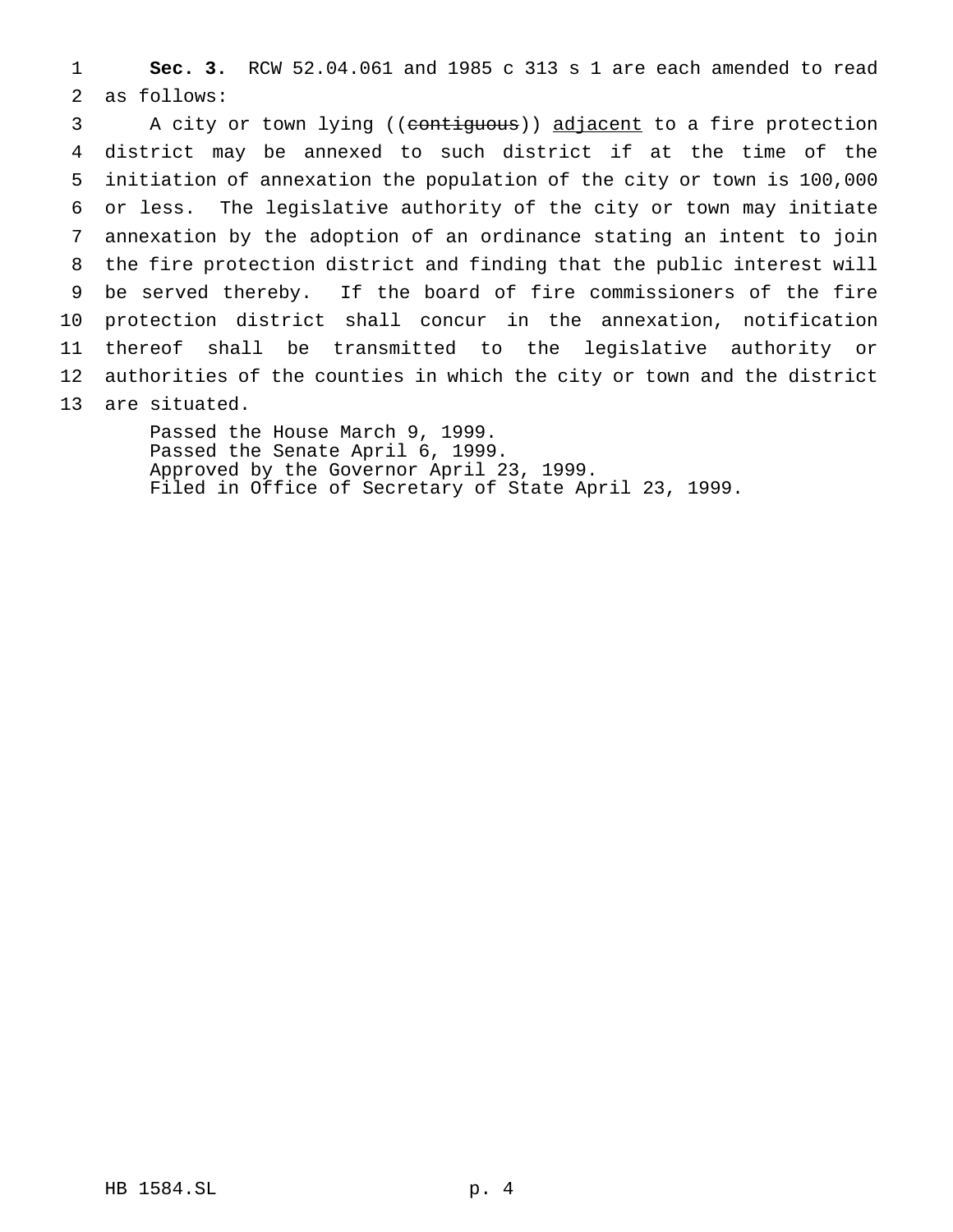**Sec. 3.** RCW 52.04.061 and 1985 c 313 s 1 are each amended to read as follows:

A city or town lying ((~~contiguous~~)) <u>adjacent</u> to a fire protection district may be annexed to such district if at the time of the initiation of annexation the population of the city or town is 100,000 or less. The legislative authority of the city or town may initiate annexation by the adoption of an ordinance stating an intent to join the fire protection district and finding that the public interest will be served thereby. If the board of fire commissioners of the fire protection district shall concur in the annexation, notification thereof shall be transmitted to the legislative authority or authorities of the counties in which the city or town and the district are situated.

Passed the House March 9, 1999.
Passed the Senate April 6, 1999.
Approved by the Governor April 23, 1999.
Filed in Office of Secretary of State April 23, 1999.